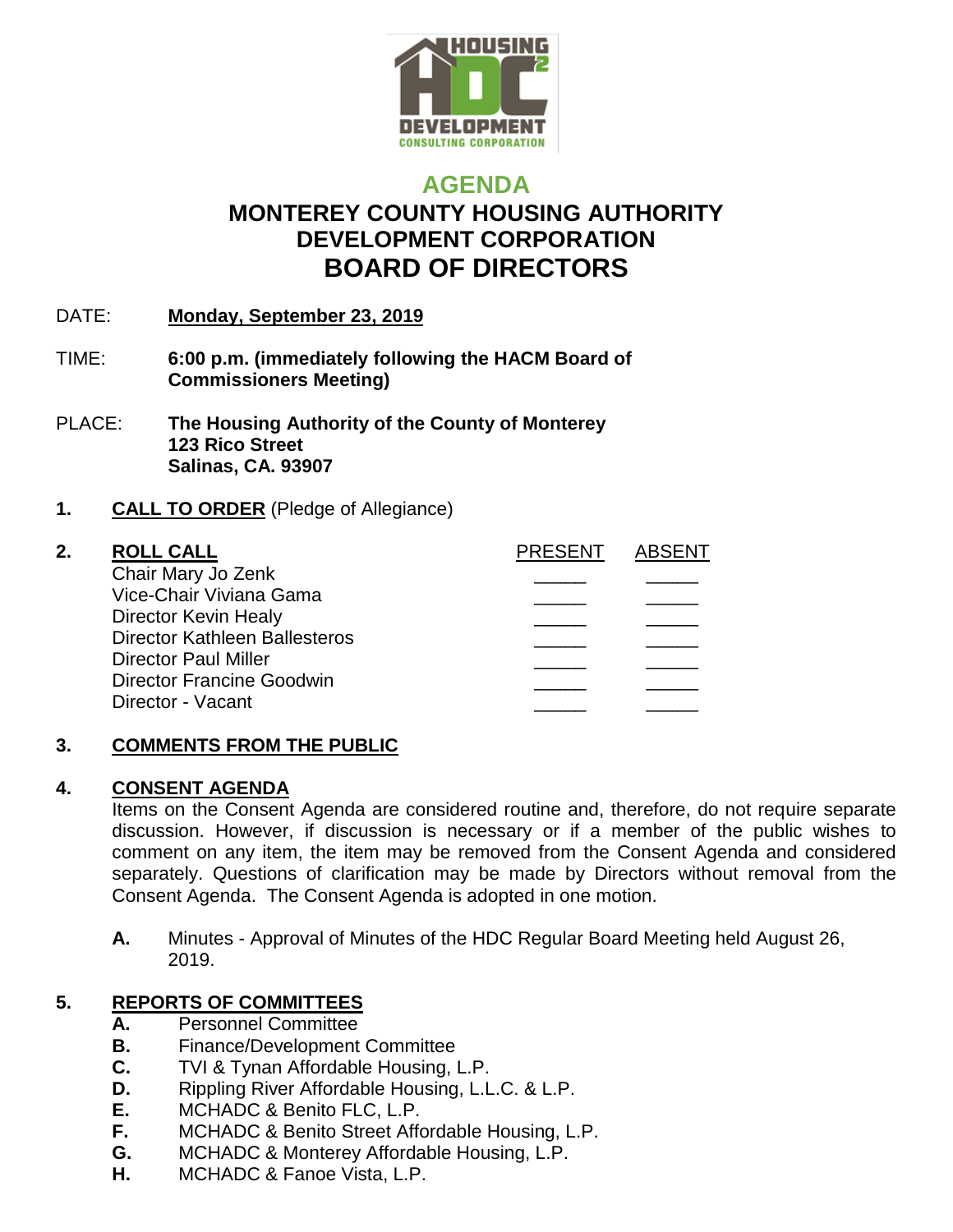# AGENDA

## MONTEREY COUNTY HOUSING AUTHORITY DEVELOPMENT CORPORATION

## BOARD OF DIRECTORS

DATE: **Monday, September 23, 2019**

TIME: **6:00 p.m. (immediately following the HACM Board of Commissioners Meeting)**

PLACE: **The Housing Authority of the County of Monterey**
**123 Rico Street**
**Salinas, CA. 93907**

**1. CALL TO ORDER** (Pledge of Allegiance)

**2. ROLL CALL**

| | PRESENT | ABSENT |
|---|---|---|
| Chair Mary Jo Zenk | _____ | _____ |
| Vice-Chair Viviana Gama | _____ | _____ |
| Director Kevin Healy | _____ | _____ |
| Director Kathleen Ballesteros | _____ | _____ |
| Director Paul Miller | _____ | _____ |
| Director Francine Goodwin | _____ | _____ |
| Director - Vacant | _____ | _____ |

**3. COMMENTS FROM THE PUBLIC**

**4. CONSENT AGENDA**

Items on the Consent Agenda are considered routine and, therefore, do not require separate discussion. However, if discussion is necessary or if a member of the public wishes to comment on any item, the item may be removed from the Consent Agenda and considered separately. Questions of clarification may be made by Directors without removal from the Consent Agenda. The Consent Agenda is adopted in one motion.

**A.** Minutes - Approval of Minutes of the HDC Regular Board Meeting held August 26, 2019.

**5. REPORTS OF COMMITTEES**

**A.** Personnel Committee
**B.** Finance/Development Committee
**C.** TVI & Tynan Affordable Housing, L.P.
**D.** Rippling River Affordable Housing, L.L.C. & L.P.
**E.** MCHADC & Benito FLC, L.P.
**F.** MCHADC & Benito Street Affordable Housing, L.P.
**G.** MCHADC & Monterey Affordable Housing, L.P.
**H.** MCHADC & Fanoe Vista, L.P.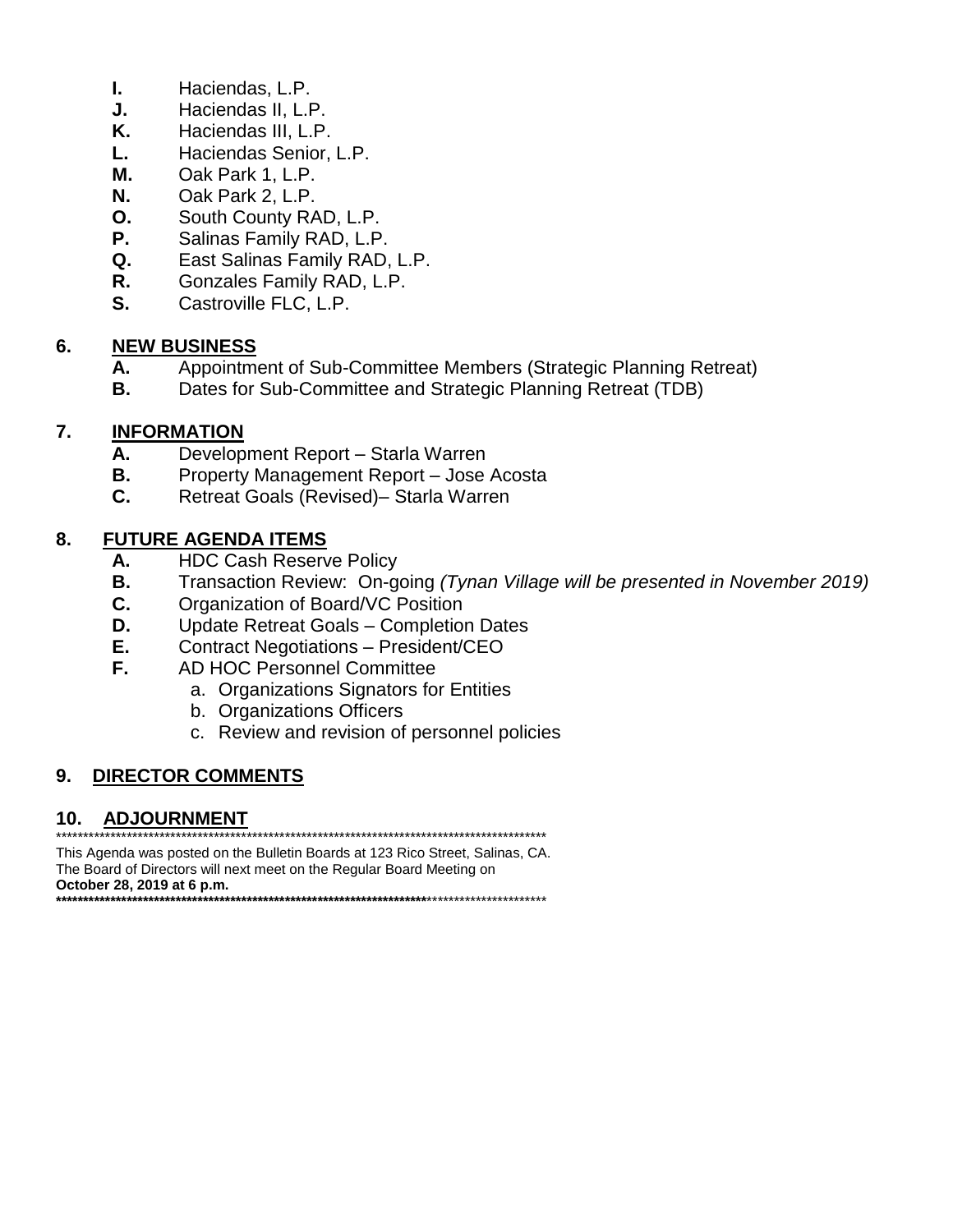- **I.** Haciendas, L.P.
- **J.** Haciendas II, L.P.
- **K.** Haciendas III, L.P.
- **L.** Haciendas Senior, L.P.
- **M.** Oak Park 1, L.P.
- **N.** Oak Park 2, L.P.
- **O.** South County RAD, L.P.
- **P.** Salinas Family RAD, L.P.
- **Q.** East Salinas Family RAD, L.P.
- **R.** Gonzales Family RAD, L.P.
- **S.** Castroville FLC, L.P.

## 6. <u>NEW BUSINESS</u>

- **A.** Appointment of Sub-Committee Members (Strategic Planning Retreat)
- **B.** Dates for Sub-Committee and Strategic Planning Retreat (TDB)

## 7. <u>INFORMATION</u>

- **A.** Development Report – Starla Warren
- **B.** Property Management Report – Jose Acosta
- **C.** Retreat Goals (Revised)– Starla Warren

## 8. <u>FUTURE AGENDA ITEMS</u>

- **A.** HDC Cash Reserve Policy
- **B.** Transaction Review: On-going *(Tynan Village will be presented in November 2019)*
- **C.** Organization of Board/VC Position
- **D.** Update Retreat Goals – Completion Dates
- **E.** Contract Negotiations – President/CEO
- **F.** AD HOC Personnel Committee
  - a. Organizations Signators for Entities
  - b. Organizations Officers
  - c. Review and revision of personnel policies

## 9. <u>DIRECTOR COMMENTS</u>

## 10. <u>ADJOURNMENT</u>

*****************************************************************************************

This Agenda was posted on the Bulletin Boards at 123 Rico Street, Salinas, CA.
The Board of Directors will next meet on the Regular Board Meeting on
**October 28, 2019 at 6 p.m.**

*****************************************************************************************